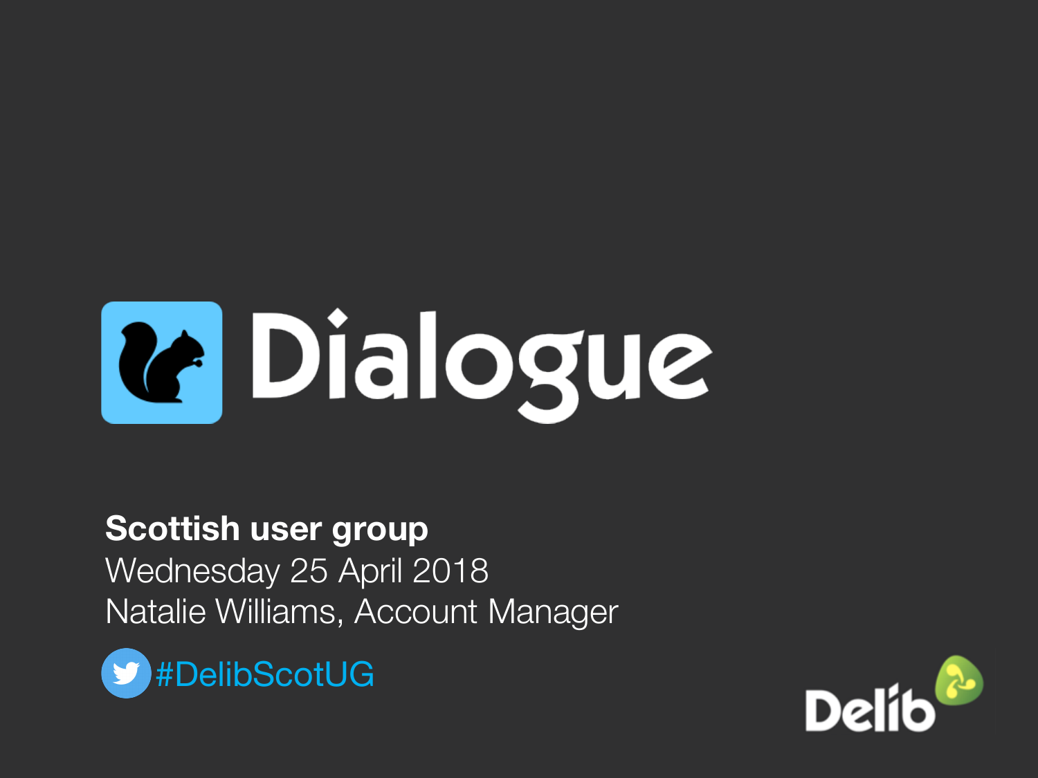# Dialogue

**Scottish user group**

Wednesday 25 April 2018

Natalie Williams, Account Manager

#DelibScotUG

Delib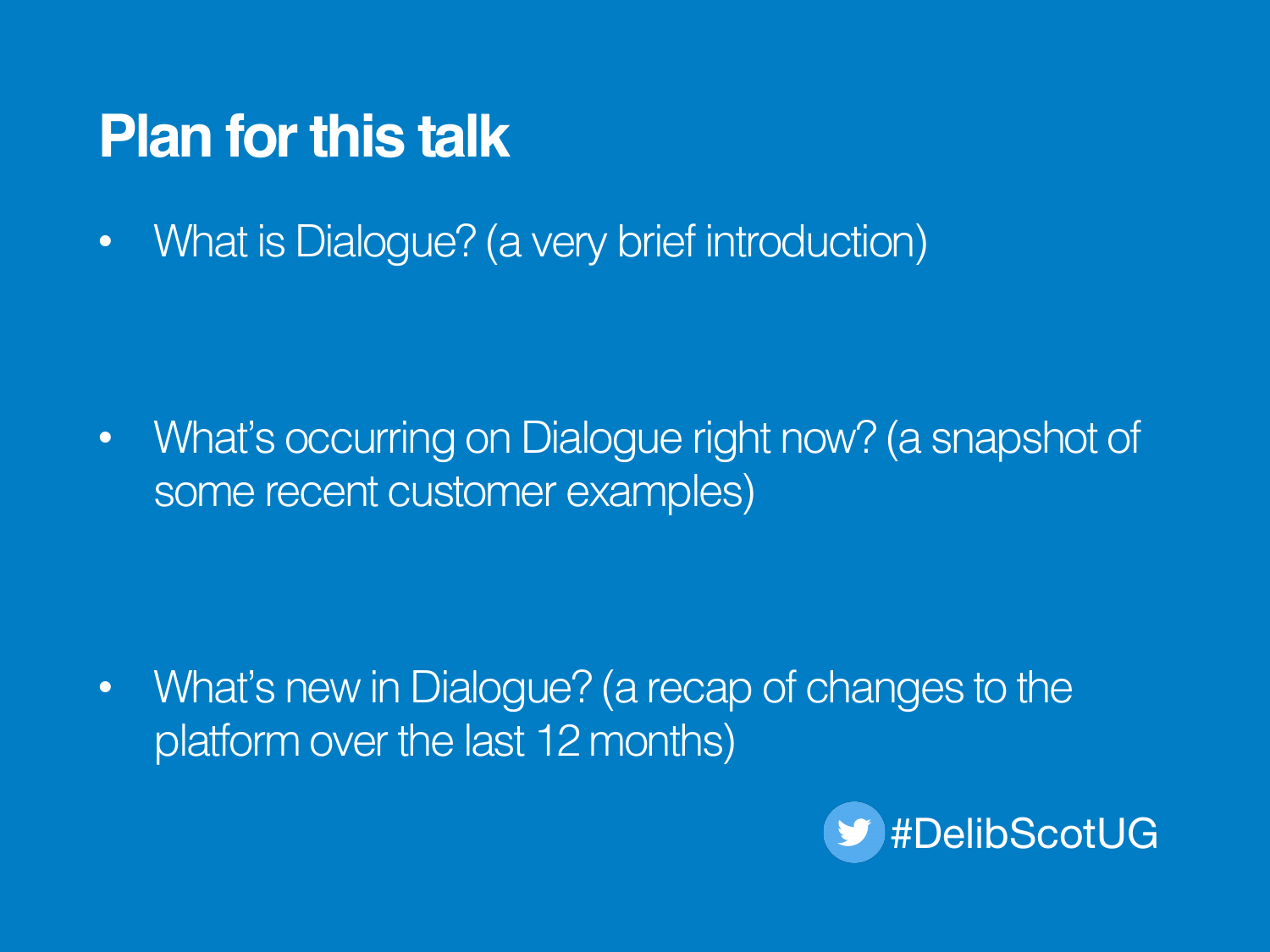# Plan for this talk

- What is Dialogue? (a very brief introduction)
- What's occurring on Dialogue right now? (a snapshot of some recent customer examples)
- What's new in Dialogue? (a recap of changes to the platform over the last 12 months)

#DelibScotUG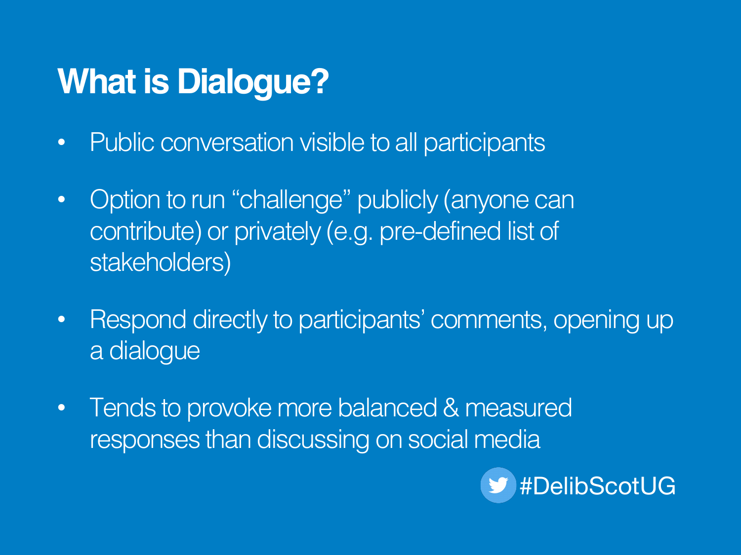# What is Dialogue?

- Public conversation visible to all participants
- Option to run "challenge" publicly (anyone can contribute) or privately (e.g. pre-defined list of stakeholders)
- Respond directly to participants' comments, opening up a dialogue
- Tends to provoke more balanced & measured responses than discussing on social media

#DelibScotUG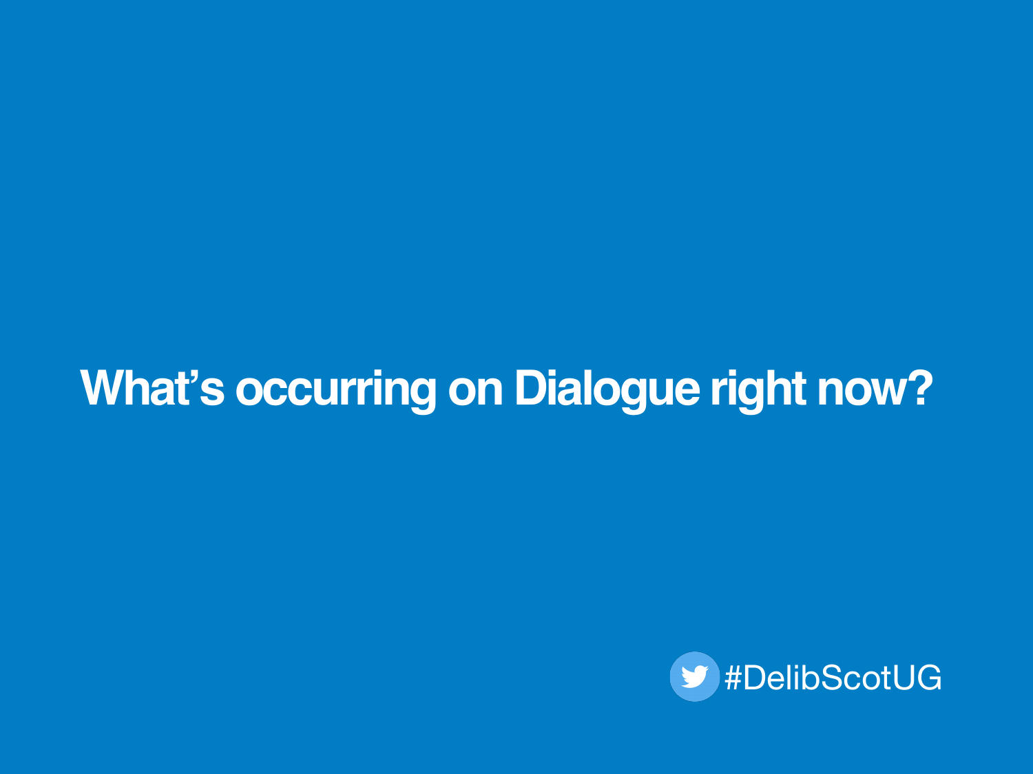# What's occurring on Dialogue right now?

#DelibScotUG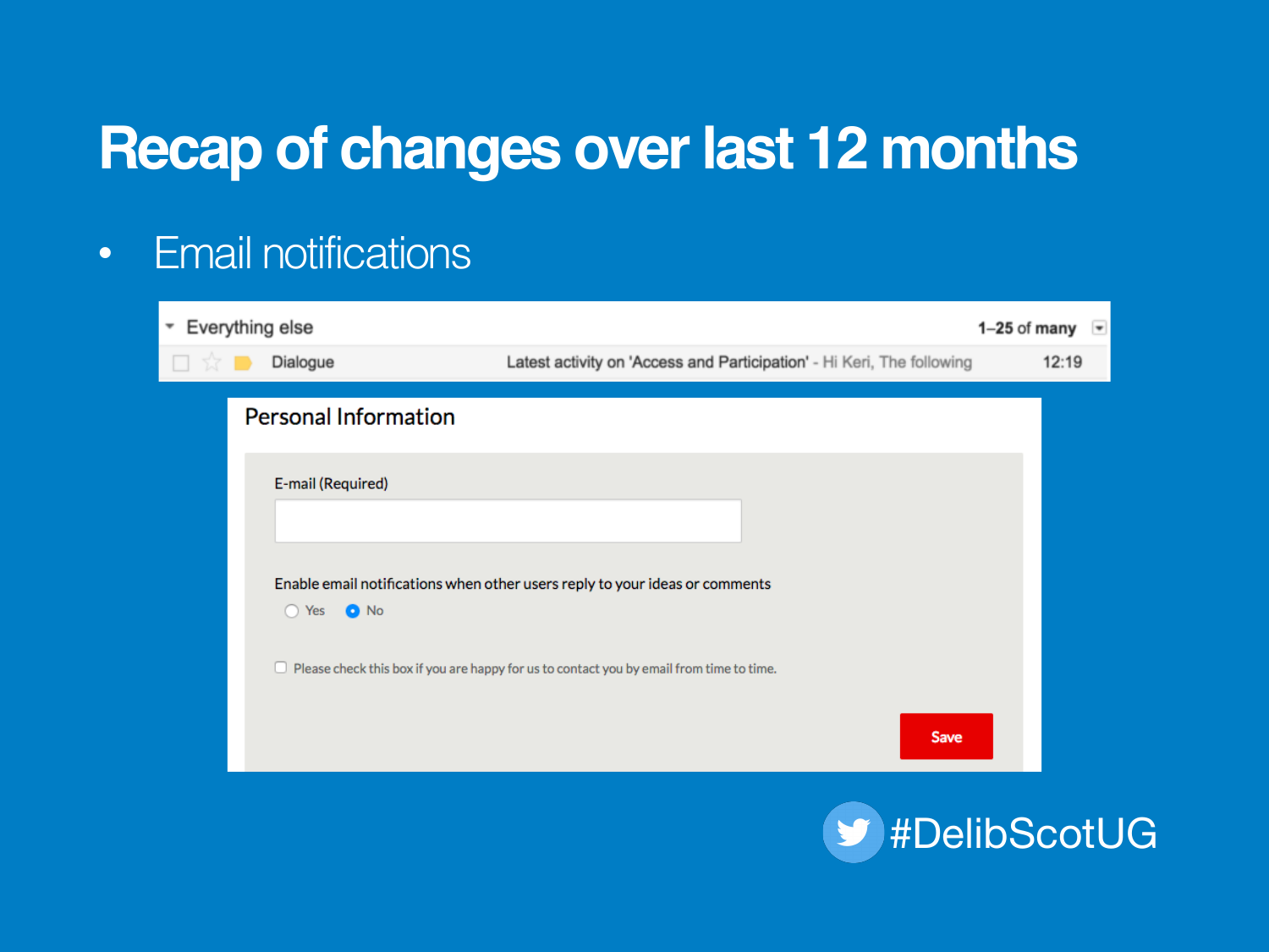# Recap of changes over last 12 months

- Email notifications

Everything else — 1–25 of many

Dialogue — Latest activity on 'Access and Participation' - Hi Keri, The following — 12:19

**Personal Information**

E-mail (Required)

Enable email notifications when other users reply to your ideas or comments

Yes No

Please check this box if you are happy for us to contact you by email from time to time.

Save

#DelibScotUG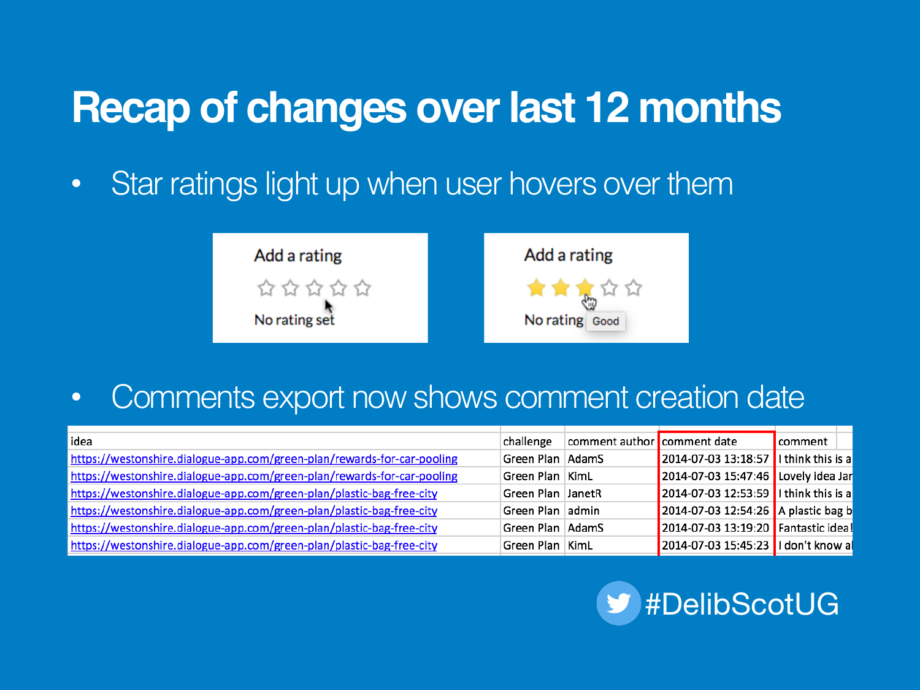# Recap of changes over last 12 months

- Star ratings light up when user hovers over them

Add a rating

☆ ☆ ☆ ☆ ☆

No rating set

Add a rating

★ ★ ★ ☆ ☆

No rating Good

- Comments export now shows comment creation date

| idea | challenge | comment author | comment date | comment |
|---|---|---|---|---|
| https://westonshire.dialogue-app.com/green-plan/rewards-for-car-pooling | Green Plan | AdamS | 2014-07-03 13:18:57 | I think this is a |
| https://westonshire.dialogue-app.com/green-plan/rewards-for-car-pooling | Green Plan | KimL | 2014-07-03 15:47:46 | Lovely idea Jar |
| https://westonshire.dialogue-app.com/green-plan/plastic-bag-free-city | Green Plan | JanetR | 2014-07-03 12:53:59 | I think this is a |
| https://westonshire.dialogue-app.com/green-plan/plastic-bag-free-city | Green Plan | admin | 2014-07-03 12:54:26 | A plastic bag b |
| https://westonshire.dialogue-app.com/green-plan/plastic-bag-free-city | Green Plan | AdamS | 2014-07-03 13:19:20 | Fantastic idea! |
| https://westonshire.dialogue-app.com/green-plan/plastic-bag-free-city | Green Plan | KimL | 2014-07-03 15:45:23 | I don't know al |

#DelibScotUG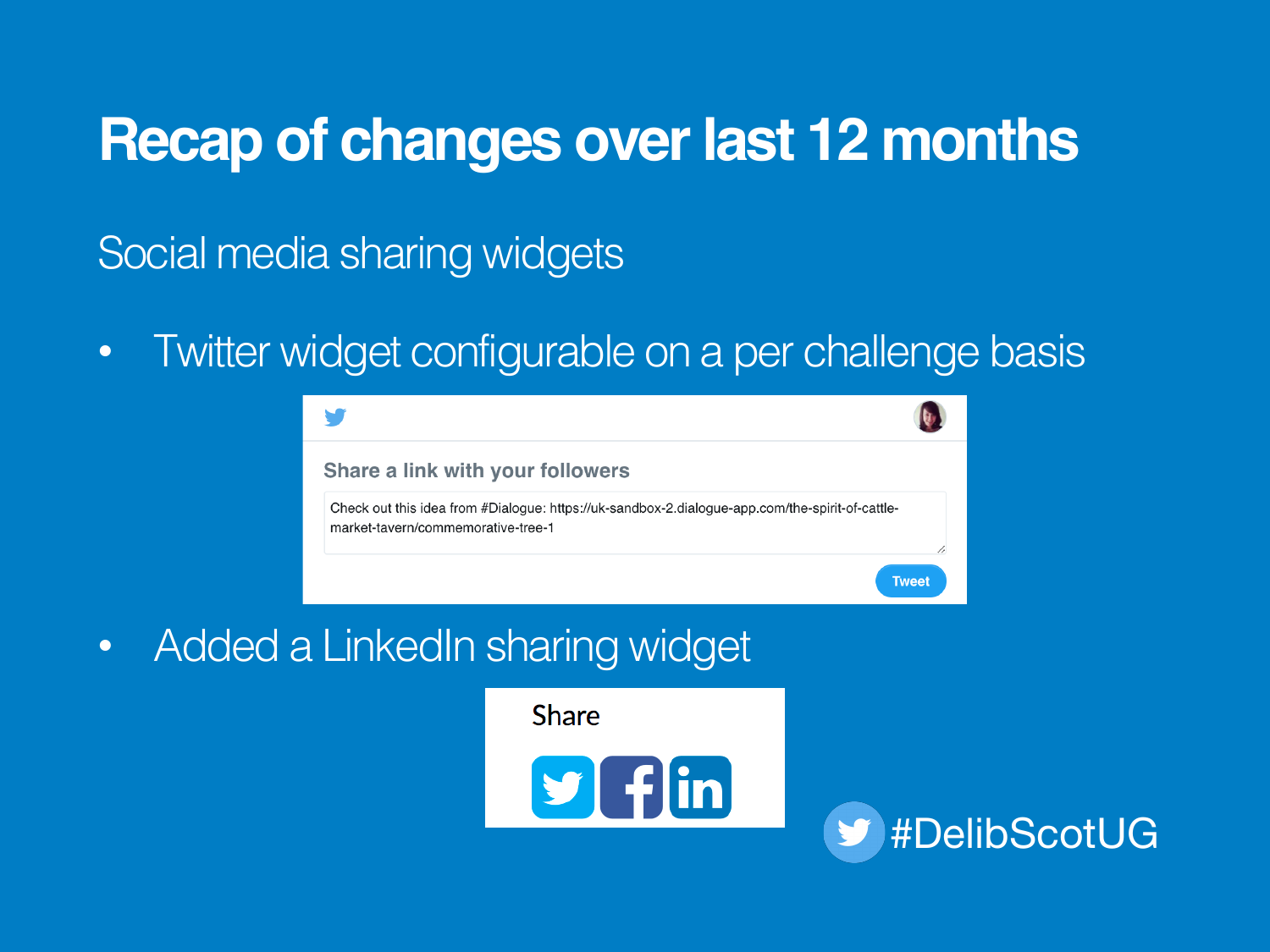# Recap of changes over last 12 months

## Social media sharing widgets

- Twitter widget configurable on a per challenge basis

Share a link with your followers

Check out this idea from #Dialogue: https://uk-sandbox-2.dialogue-app.com/the-spirit-of-cattle-market-tavern/commemorative-tree-1

Tweet

- Added a LinkedIn sharing widget

Share

#DelibScotUG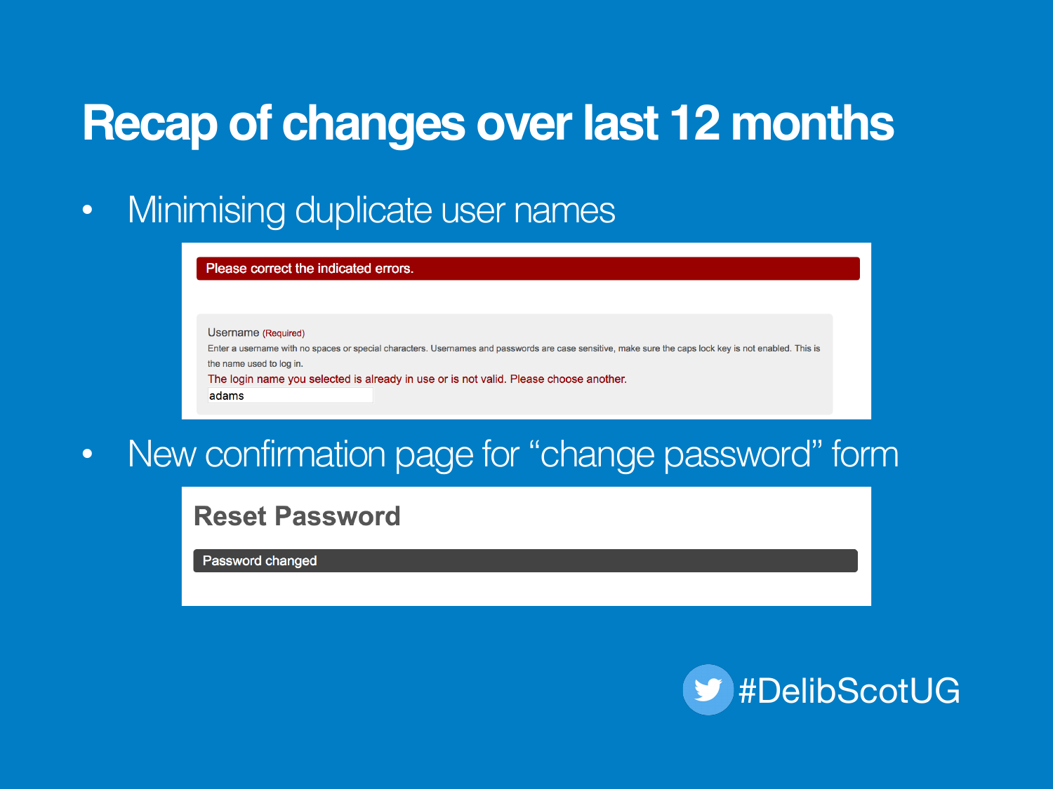# Recap of changes over last 12 months

- Minimising duplicate user names

Please correct the indicated errors.

Username (Required)

Enter a username with no spaces or special characters. Usernames and passwords are case sensitive, make sure the caps lock key is not enabled. This is the name used to log in.

The login name you selected is already in use or is not valid. Please choose another.

adams

- New confirmation page for "change password" form

**Reset Password**

Password changed

#DelibScotUG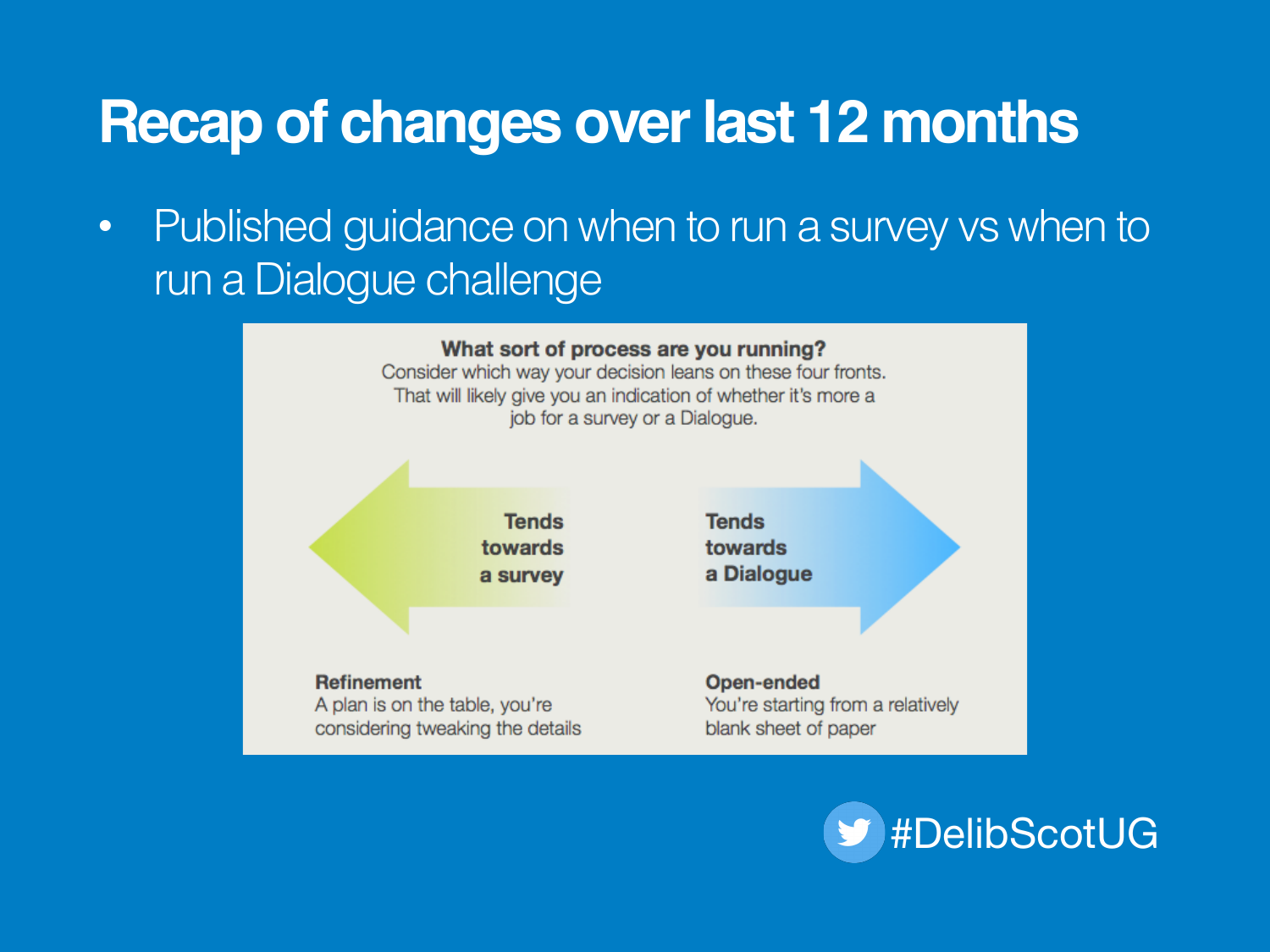# Recap of changes over last 12 months

- Published guidance on when to run a survey vs when to run a Dialogue challenge

**What sort of process are you running?**
Consider which way your decision leans on these four fronts. That will likely give you an indication of whether it's more a job for a survey or a Dialogue.

**Tends towards a survey**

**Tends towards a Dialogue**

**Refinement**
A plan is on the table, you're considering tweaking the details

**Open-ended**
You're starting from a relatively blank sheet of paper

#DelibScotUG